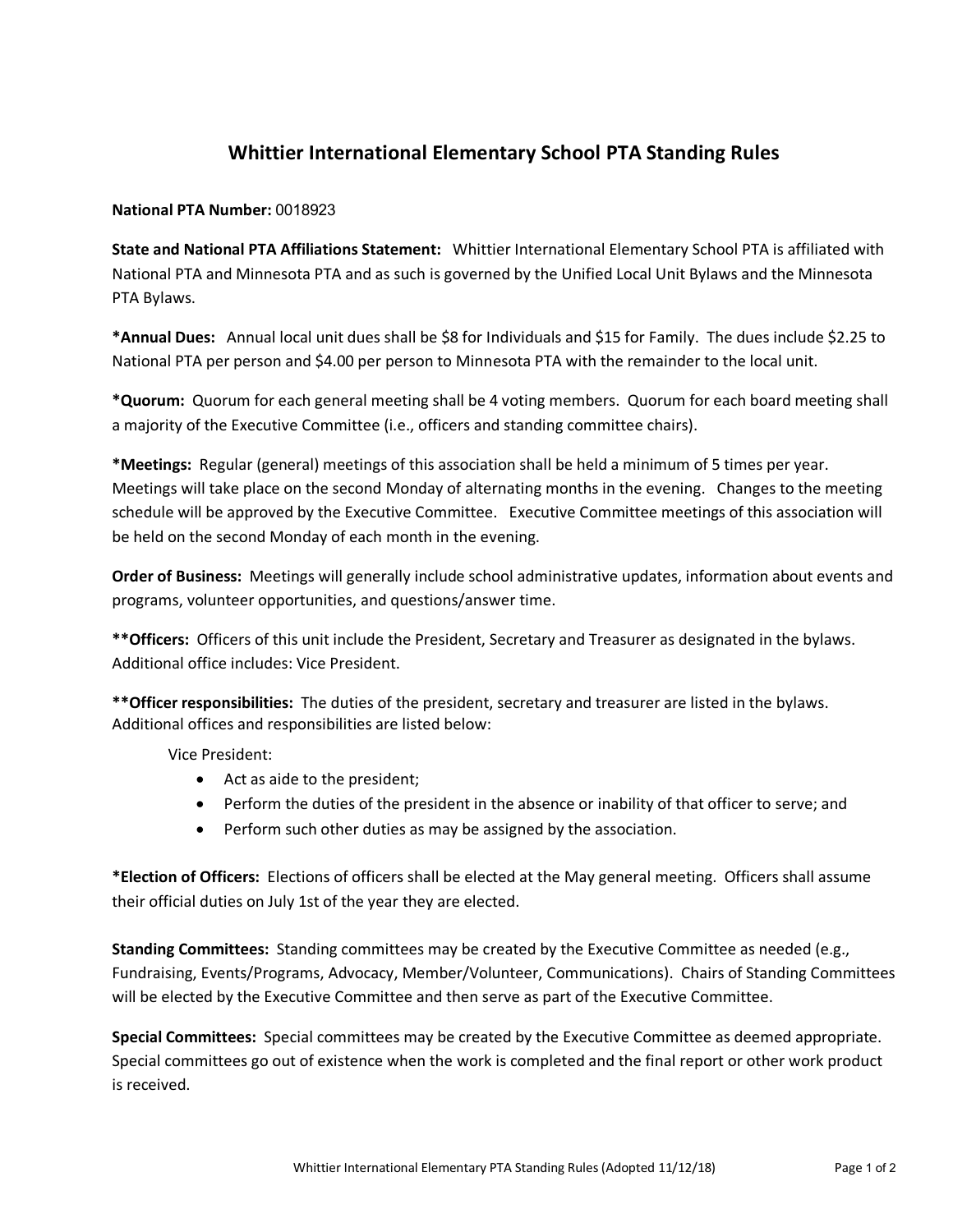# Whittier International Elementary School PTA Standing Rules

**National PTA Number:** 0018923

**State and National PTA Affiliations Statement:** Whittier International Elementary School PTA is affiliated with National PTA and Minnesota PTA and as such is governed by the Unified Local Unit Bylaws and the Minnesota PTA Bylaws.

***Annual Dues:** Annual local unit dues shall be $8 for Individuals and $15 for Family. The dues include $2.25 to National PTA per person and $4.00 per person to Minnesota PTA with the remainder to the local unit.

***Quorum:** Quorum for each general meeting shall be 4 voting members. Quorum for each board meeting shall a majority of the Executive Committee (i.e., officers and standing committee chairs).

***Meetings:** Regular (general) meetings of this association shall be held a minimum of 5 times per year. Meetings will take place on the second Monday of alternating months in the evening. Changes to the meeting schedule will be approved by the Executive Committee. Executive Committee meetings of this association will be held on the second Monday of each month in the evening.

**Order of Business:** Meetings will generally include school administrative updates, information about events and programs, volunteer opportunities, and questions/answer time.

****Officers:** Officers of this unit include the President, Secretary and Treasurer as designated in the bylaws. Additional office includes: Vice President.

****Officer responsibilities:** The duties of the president, secretary and treasurer are listed in the bylaws. Additional offices and responsibilities are listed below:

Vice President:

- Act as aide to the president;
- Perform the duties of the president in the absence or inability of that officer to serve; and
- Perform such other duties as may be assigned by the association.

***Election of Officers:** Elections of officers shall be elected at the May general meeting. Officers shall assume their official duties on July 1st of the year they are elected.

**Standing Committees:** Standing committees may be created by the Executive Committee as needed (e.g., Fundraising, Events/Programs, Advocacy, Member/Volunteer, Communications). Chairs of Standing Committees will be elected by the Executive Committee and then serve as part of the Executive Committee.

**Special Committees:** Special committees may be created by the Executive Committee as deemed appropriate. Special committees go out of existence when the work is completed and the final report or other work product is received.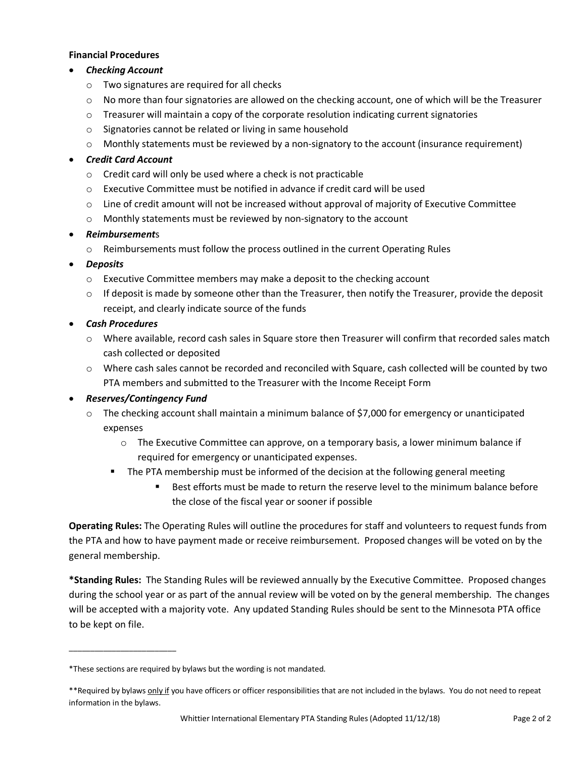**Financial Procedures**

- ***Checking Account***
  - Two signatures are required for all checks
  - No more than four signatories are allowed on the checking account, one of which will be the Treasurer
  - Treasurer will maintain a copy of the corporate resolution indicating current signatories
  - Signatories cannot be related or living in same household
  - Monthly statements must be reviewed by a non-signatory to the account (insurance requirement)
- ***Credit Card Account***
  - Credit card will only be used where a check is not practicable
  - Executive Committee must be notified in advance if credit card will be used
  - Line of credit amount will not be increased without approval of majority of Executive Committee
  - Monthly statements must be reviewed by non-signatory to the account
- ***Reimbursement*s**
  - Reimbursements must follow the process outlined in the current Operating Rules
- ***Deposits***
  - Executive Committee members may make a deposit to the checking account
  - If deposit is made by someone other than the Treasurer, then notify the Treasurer, provide the deposit receipt, and clearly indicate source of the funds
- ***Cash Procedures***
  - Where available, record cash sales in Square store then Treasurer will confirm that recorded sales match cash collected or deposited
  - Where cash sales cannot be recorded and reconciled with Square, cash collected will be counted by two PTA members and submitted to the Treasurer with the Income Receipt Form
- ***Reserves/Contingency Fund***
  - The checking account shall maintain a minimum balance of $7,000 for emergency or unanticipated expenses
    - The Executive Committee can approve, on a temporary basis, a lower minimum balance if required for emergency or unanticipated expenses.
    - The PTA membership must be informed of the decision at the following general meeting
      - Best efforts must be made to return the reserve level to the minimum balance before the close of the fiscal year or sooner if possible

**Operating Rules:** The Operating Rules will outline the procedures for staff and volunteers to request funds from the PTA and how to have payment made or receive reimbursement. Proposed changes will be voted on by the general membership.

**\*Standing Rules:** The Standing Rules will be reviewed annually by the Executive Committee. Proposed changes during the school year or as part of the annual review will be voted on by the general membership. The changes will be accepted with a majority vote. Any updated Standing Rules should be sent to the Minnesota PTA office to be kept on file.

---

*These sections are required by bylaws but the wording is not mandated.

**Required by bylaws <u>only if</u> you have officers or officer responsibilities that are not included in the bylaws. You do not need to repeat information in the bylaws.